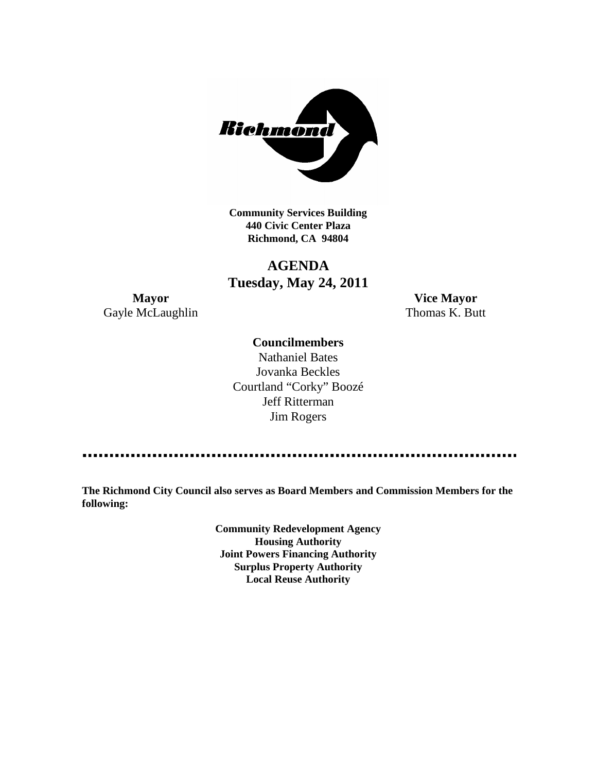**Community Services Building**
**440 Civic Center Plaza**
**Richmond, CA 94804**

# AGENDA
## Tuesday, May 24, 2011

**Mayor**
Gayle McLaughlin

**Vice Mayor**
Thomas K. Butt

**Councilmembers**

Nathaniel Bates
Jovanka Beckles
Courtland "Corky" Boozé
Jeff Ritterman
Jim Rogers

---

**The Richmond City Council also serves as Board Members and Commission Members for the following:**

**Community Redevelopment Agency**
**Housing Authority**
**Joint Powers Financing Authority**
**Surplus Property Authority**
**Local Reuse Authority**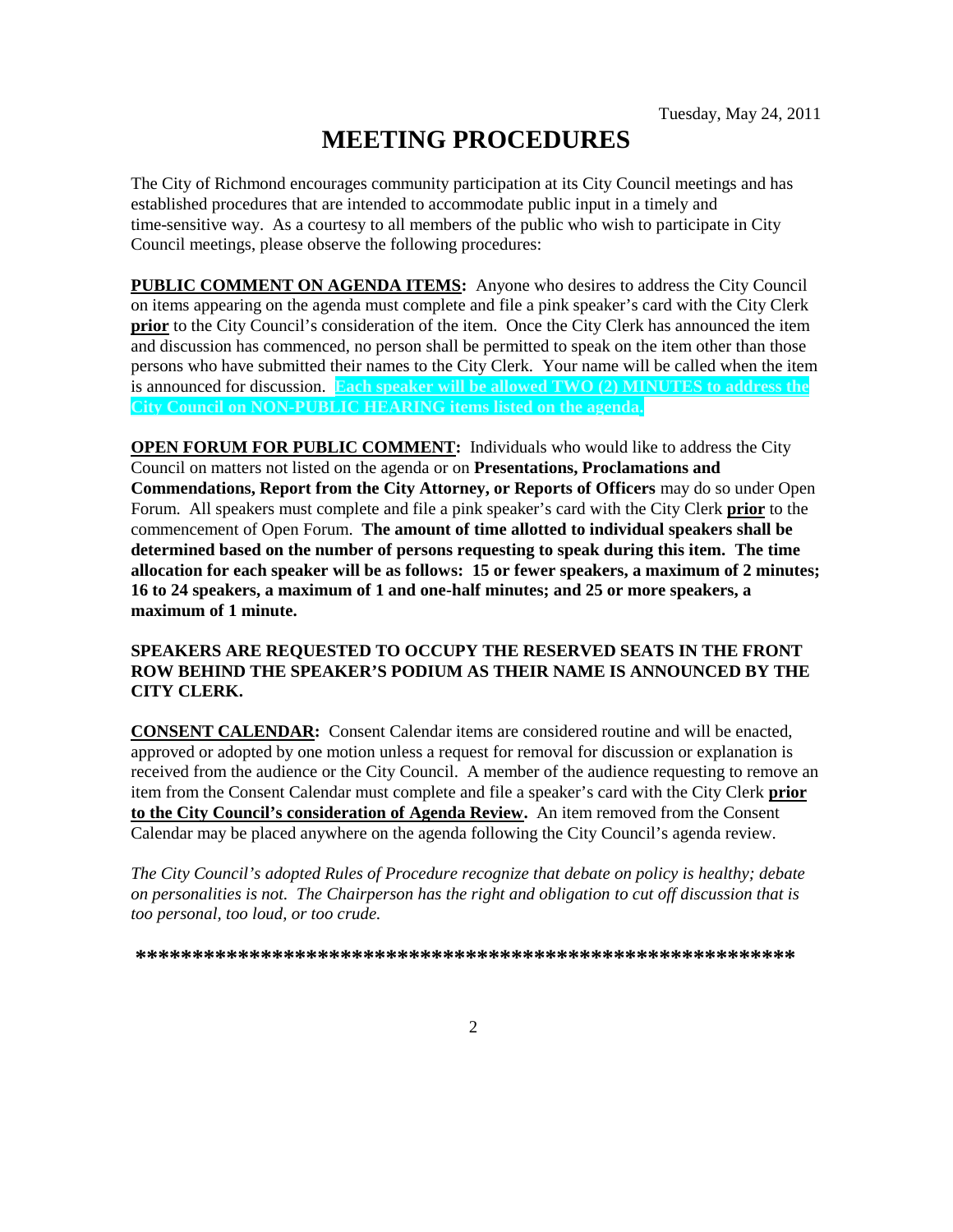Tuesday, May 24, 2011

# MEETING PROCEDURES

The City of Richmond encourages community participation at its City Council meetings and has established procedures that are intended to accommodate public input in a timely and time-sensitive way. As a courtesy to all members of the public who wish to participate in City Council meetings, please observe the following procedures:

**PUBLIC COMMENT ON AGENDA ITEMS:** Anyone who desires to address the City Council on items appearing on the agenda must complete and file a pink speaker's card with the City Clerk **prior** to the City Council's consideration of the item. Once the City Clerk has announced the item and discussion has commenced, no person shall be permitted to speak on the item other than those persons who have submitted their names to the City Clerk. Your name will be called when the item is announced for discussion. **Each speaker will be allowed TWO (2) MINUTES to address the City Council on NON-PUBLIC HEARING items listed on the agenda.**

**OPEN FORUM FOR PUBLIC COMMENT:** Individuals who would like to address the City Council on matters not listed on the agenda or on **Presentations, Proclamations and Commendations, Report from the City Attorney, or Reports of Officers** may do so under Open Forum. All speakers must complete and file a pink speaker's card with the City Clerk **prior** to the commencement of Open Forum. **The amount of time allotted to individual speakers shall be determined based on the number of persons requesting to speak during this item. The time allocation for each speaker will be as follows: 15 or fewer speakers, a maximum of 2 minutes; 16 to 24 speakers, a maximum of 1 and one-half minutes; and 25 or more speakers, a maximum of 1 minute.**

**SPEAKERS ARE REQUESTED TO OCCUPY THE RESERVED SEATS IN THE FRONT ROW BEHIND THE SPEAKER'S PODIUM AS THEIR NAME IS ANNOUNCED BY THE CITY CLERK.**

**CONSENT CALENDAR:** Consent Calendar items are considered routine and will be enacted, approved or adopted by one motion unless a request for removal for discussion or explanation is received from the audience or the City Council. A member of the audience requesting to remove an item from the Consent Calendar must complete and file a speaker's card with the City Clerk **prior to the City Council's consideration of Agenda Review.** An item removed from the Consent Calendar may be placed anywhere on the agenda following the City Council's agenda review.

*The City Council's adopted Rules of Procedure recognize that debate on policy is healthy; debate on personalities is not. The Chairperson has the right and obligation to cut off discussion that is too personal, too loud, or too crude.*

**\*\*\*\*\*\*\*\*\*\*\*\*\*\*\*\*\*\*\*\*\*\*\*\*\*\*\*\*\*\*\*\*\*\*\*\*\*\*\*\*\*\*\*\*\*\*\*\*\*\*\*\*\*\*\*\*\*\*\*\*\***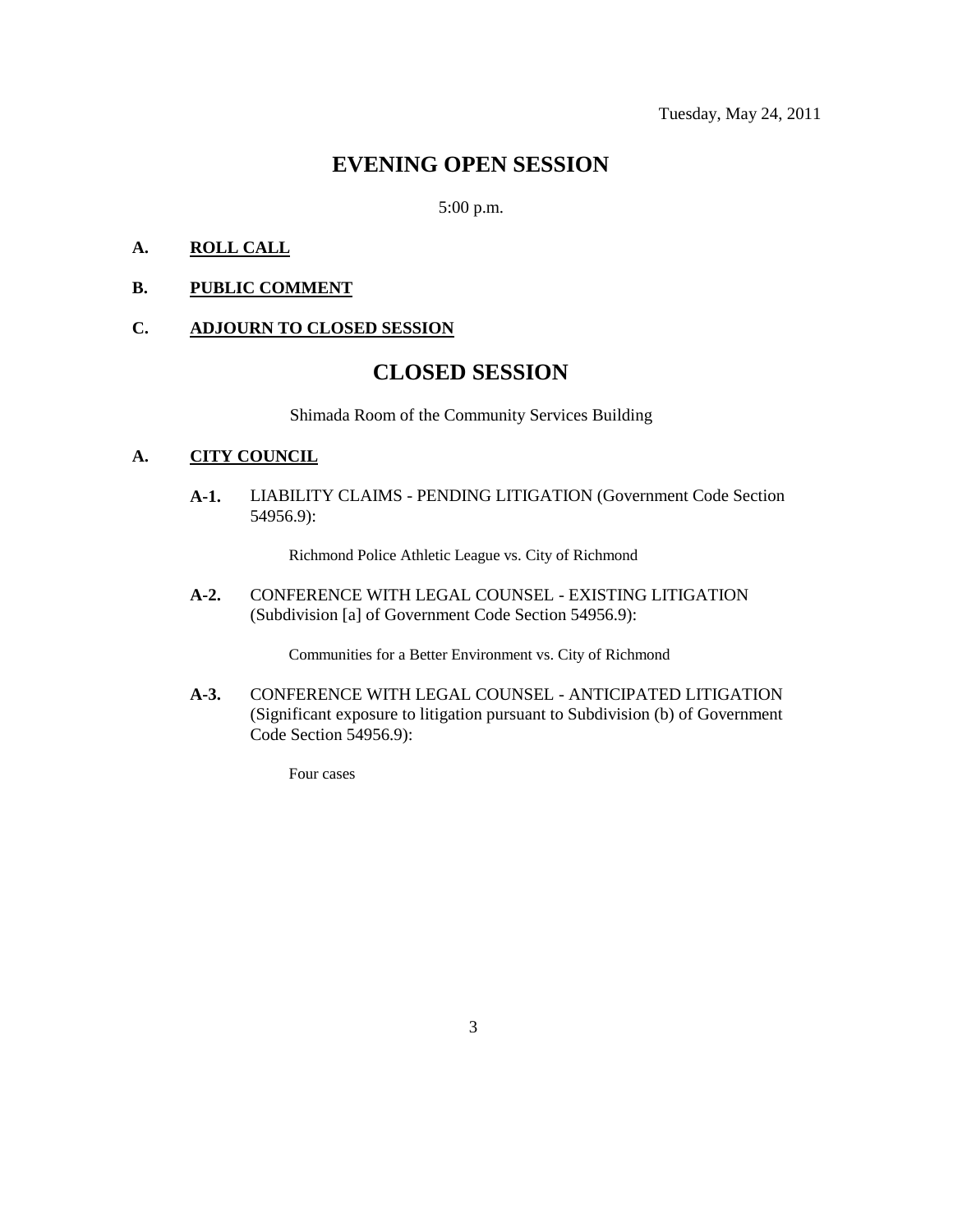Tuesday, May 24, 2011

# EVENING OPEN SESSION

5:00 p.m.

**A. ROLL CALL**

**B. PUBLIC COMMENT**

**C. ADJOURN TO CLOSED SESSION**

# CLOSED SESSION

Shimada Room of the Community Services Building

**A. CITY COUNCIL**

**A-1.** LIABILITY CLAIMS - PENDING LITIGATION (Government Code Section 54956.9):

Richmond Police Athletic League vs. City of Richmond

**A-2.** CONFERENCE WITH LEGAL COUNSEL - EXISTING LITIGATION (Subdivision [a] of Government Code Section 54956.9):

Communities for a Better Environment vs. City of Richmond

**A-3.** CONFERENCE WITH LEGAL COUNSEL - ANTICIPATED LITIGATION (Significant exposure to litigation pursuant to Subdivision (b) of Government Code Section 54956.9):

Four cases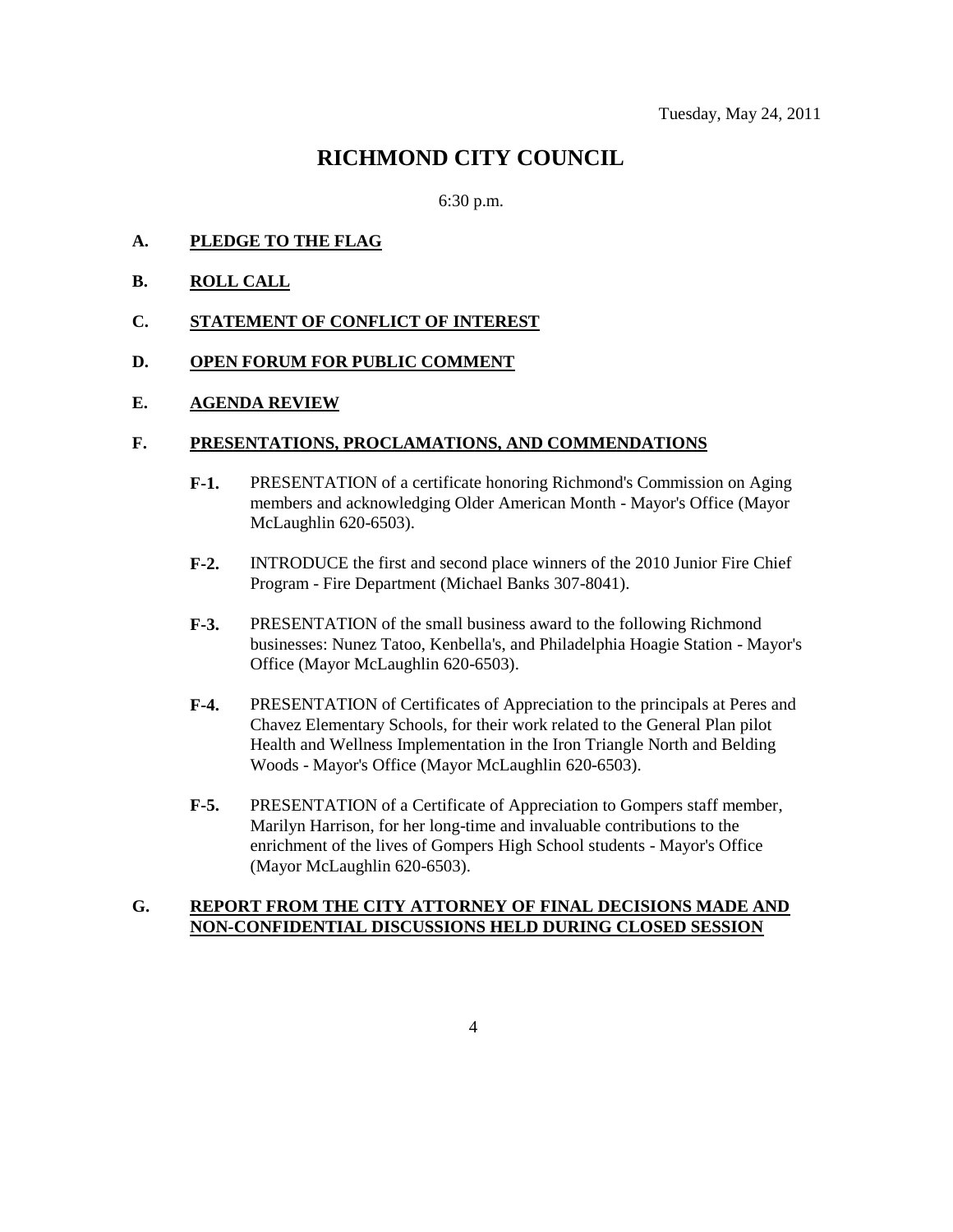Tuesday, May 24, 2011

# RICHMOND CITY COUNCIL

6:30 p.m.

**A.** **PLEDGE TO THE FLAG**

**B.** **ROLL CALL**

**C.** **STATEMENT OF CONFLICT OF INTEREST**

**D.** **OPEN FORUM FOR PUBLIC COMMENT**

**E.** **AGENDA REVIEW**

**F.** **PRESENTATIONS, PROCLAMATIONS, AND COMMENDATIONS**

**F-1.** PRESENTATION of a certificate honoring Richmond's Commission on Aging members and acknowledging Older American Month - Mayor's Office (Mayor McLaughlin 620-6503).

**F-2.** INTRODUCE the first and second place winners of the 2010 Junior Fire Chief Program - Fire Department (Michael Banks 307-8041).

**F-3.** PRESENTATION of the small business award to the following Richmond businesses: Nunez Tatoo, Kenbella's, and Philadelphia Hoagie Station - Mayor's Office (Mayor McLaughlin 620-6503).

**F-4.** PRESENTATION of Certificates of Appreciation to the principals at Peres and Chavez Elementary Schools, for their work related to the General Plan pilot Health and Wellness Implementation in the Iron Triangle North and Belding Woods - Mayor's Office (Mayor McLaughlin 620-6503).

**F-5.** PRESENTATION of a Certificate of Appreciation to Gompers staff member, Marilyn Harrison, for her long-time and invaluable contributions to the enrichment of the lives of Gompers High School students - Mayor's Office (Mayor McLaughlin 620-6503).

**G.** **REPORT FROM THE CITY ATTORNEY OF FINAL DECISIONS MADE AND NON-CONFIDENTIAL DISCUSSIONS HELD DURING CLOSED SESSION**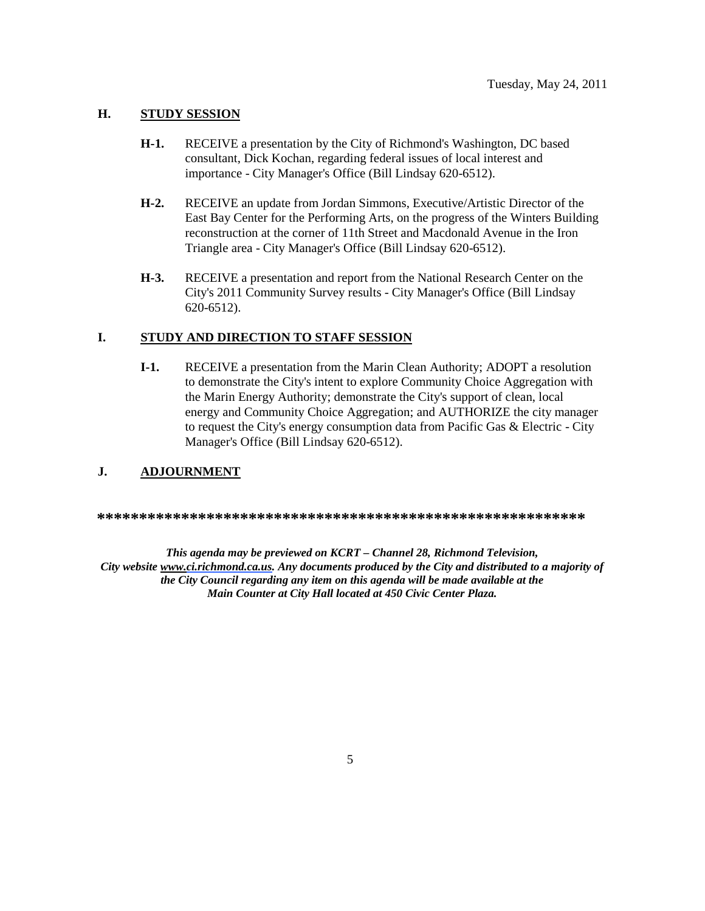Tuesday, May 24, 2011

## H. STUDY SESSION

**H-1.** RECEIVE a presentation by the City of Richmond's Washington, DC based consultant, Dick Kochan, regarding federal issues of local interest and importance - City Manager's Office (Bill Lindsay 620-6512).

**H-2.** RECEIVE an update from Jordan Simmons, Executive/Artistic Director of the East Bay Center for the Performing Arts, on the progress of the Winters Building reconstruction at the corner of 11th Street and Macdonald Avenue in the Iron Triangle area - City Manager's Office (Bill Lindsay 620-6512).

**H-3.** RECEIVE a presentation and report from the National Research Center on the City's 2011 Community Survey results - City Manager's Office (Bill Lindsay 620-6512).

## I. STUDY AND DIRECTION TO STAFF SESSION

**I-1.** RECEIVE a presentation from the Marin Clean Authority; ADOPT a resolution to demonstrate the City's intent to explore Community Choice Aggregation with the Marin Energy Authority; demonstrate the City's support of clean, local energy and Community Choice Aggregation; and AUTHORIZE the city manager to request the City's energy consumption data from Pacific Gas & Electric - City Manager's Office (Bill Lindsay 620-6512).

## J. ADJOURNMENT

**************************************************************

***This agenda may be previewed on KCRT – Channel 28, Richmond Television, City website www.ci.richmond.ca.us. Any documents produced by the City and distributed to a majority of the City Council regarding any item on this agenda will be made available at the Main Counter at City Hall located at 450 Civic Center Plaza.***